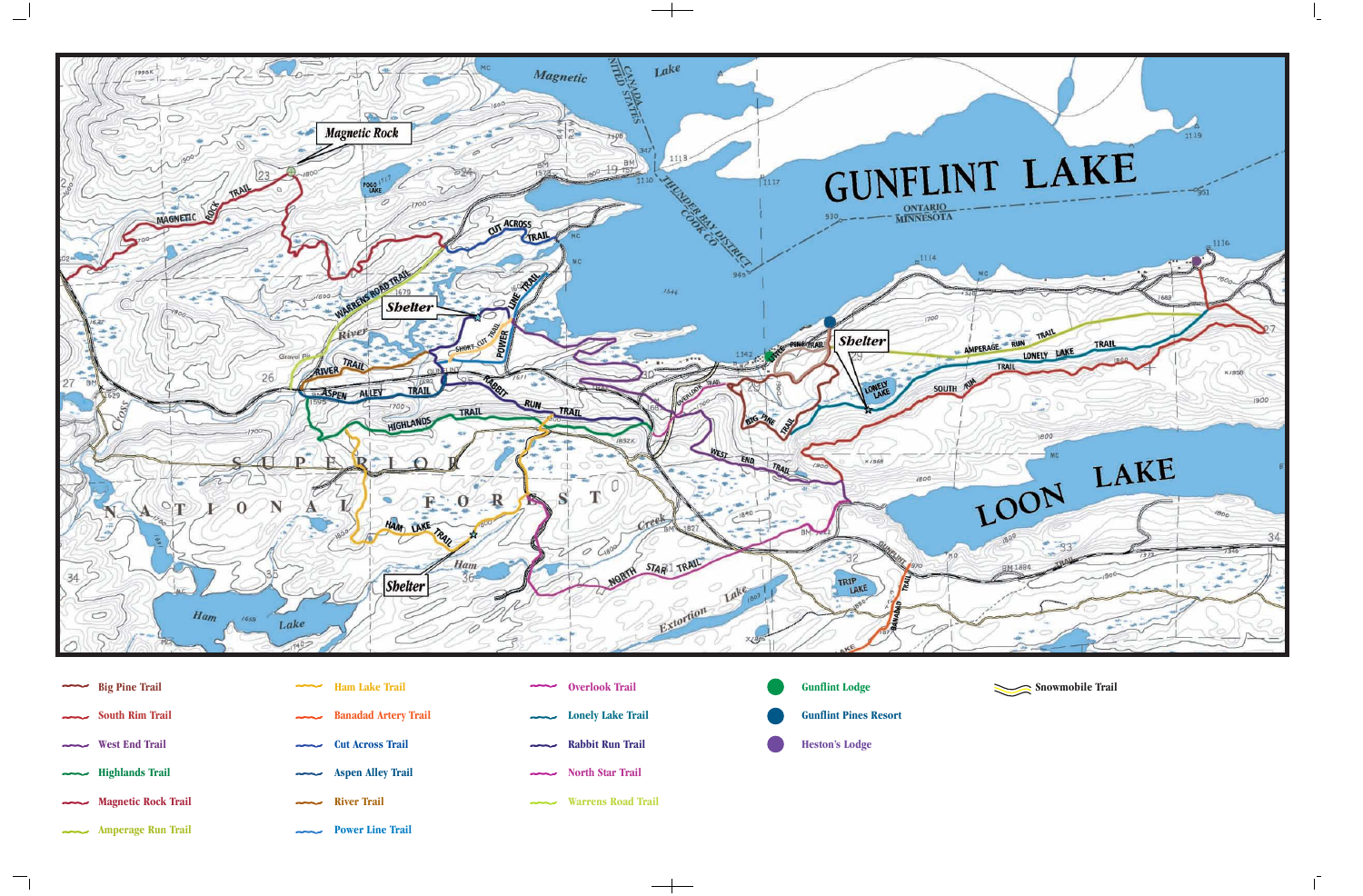Big Pine Trail

South Rim Trail

West End Trail

Highlands Trail

Magnetic Rock Trail

Amperage Run Trail

Ham Lake Trail

Banadad Artery Trail

Cut Across Trail

Aspen Alley Trail

River Trail

Power Line Trail

Overlook Trail

Lonely Lake Trail

Rabbit Run Trail

North Star Trail

Warrens Road Trail

Gunflint Lodge

Gunflint Pines Resort

Heston's Lodge

Snowmobile Trail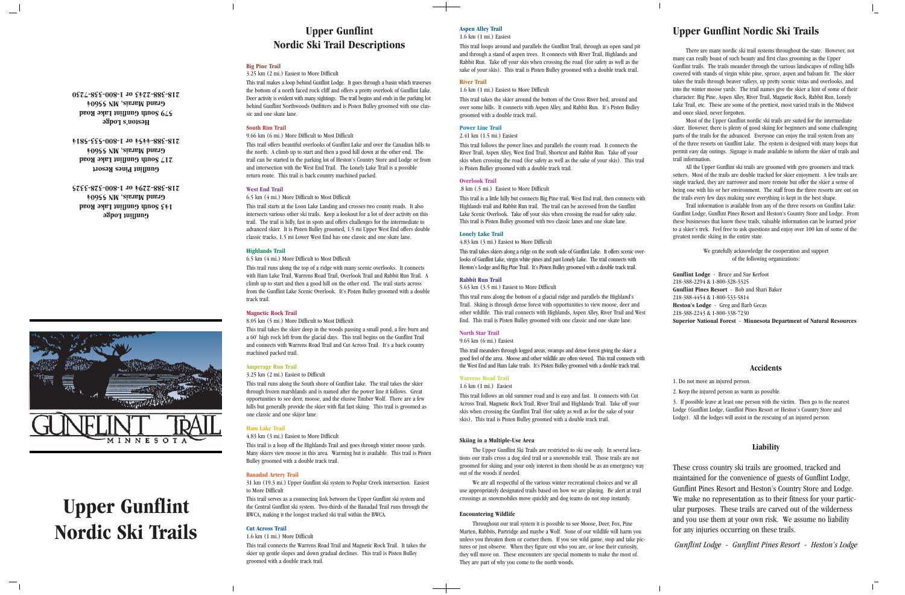Gunflint Lodge
143 South Gunflint Lake Road
Grand Marais, MN 55604
218-388-2294 or 1-800-328-3325

Gunflint Pines Resort
217 South Gunflint Lake Road
Grand Marais, MN 55604
218-388-4454 or 1-800-533-5814

Heston's Lodge
579 South Gunflint Lake Road
Grand Marais, MN 55604
218-388-2243 or 1-800-338-7230

GUNFLINT TRAIL
MINNESOTA

# Upper Gunflint Nordic Ski Trails

# Upper Gunflint Nordic Ski Trail Descriptions

### Big Pine Trail

3.25 km (2 mi.) Easiest to More Difficult

This trail makes a loop behind Gunflint Lodge. It goes through a basin which traverses the bottom of a north faced rock cliff and offers a pretty overlook of Gunflint Lake. Deer activity is evident with many sightings. The trail begins and ends in the parking lot behind Gunflint Northwoods Outfitters and is Pisten Bulley groomed with one classic and one skate lane.

### South Rim Trail

9.66 km (6 mi.) More Difficult to Most Difficult

This trail offers beautiful overlooks of Gunflint Lake and over the Canadian hills to the north. A climb up to start and then a good hill down at the other end. The trail can be started in the parking lot of Heston's Country Store and Lodge or from and intersection with the West End Trail. The Lonely Lake Trail is a possible return route. This trail is back country machined packed.

### West End Trail

6.5 km (4 mi.) More Difficult to Most Difficult

This trail starts at the Loon Lake Landing and crosses two county roads. It also intersects various other ski trails. Keep a lookout for a lot of deer activity on this trail. The trail is hilly, fast in spots and offers challenges for the intermediate to advanced skier. It is Pisten Bulley groomed, 1.5 mi Upper West End offers double classic tracks, 1.5 mi Lower West End has one classic and one skate lane.

### Highlands Trail

6.5 km (4 mi.) More Difficult to Most Difficult

This trail runs along the top of a ridge with many scenic overlooks. It connects with Ham Lake Trail, Warrens Road Trail, Overlook Trail and Rabbit Run Trail. A climb up to start and then a good hill on the other end. The trail starts across from the Gunflint Lake Scenic Overlook. It's Pisten Bulley groomed with a double track trail.

### Magnetic Rock Trail

8.05 km (5 mi.) More Difficult to Most Difficult

This trail takes the skier deep in the woods passing a small pond, a fire burn and a 60' high rock left from the glacial days. This trail begins on the Gunflint Trail and connects with Warrens Road Trail and Cut Across Trail. It's a back country machined packed trail.

### Amperage Run Trail

3.25 km (2 mi.) Easiest to Difficult

This trail runs along the South shore of Gunflint Lake. The trail takes the skier through frozen marshlands and is named after the power line it follows. Great opportunities to see deer, moose, and the elusive Timber Wolf. There are a few hills but generally provide the skier with flat fast skiing. This trail is groomed as one classic and one skijor lane.

### Ham Lake Trail

4.83 km (3 mi.) Easiest to More Difficult

This trail is a loop off the Highlands Trail and goes through winter moose yards. Many skiers view moose in this area. Warming hut is available. This trail is Pisten Bulley groomed with a double track trail.

### Banadad Artery Trail

31 km (19.3 mi.) Upper Gunflint ski system to Poplar Creek intersection. Easiest to More Difficult

This trail serves as a connecting link between the Upper Gunflint ski system and the Central Gunflint ski system. Two-thirds of the Banadad Trail runs through the BWCA, making it the longest tracked ski trail within the BWCA.

### Cut Across Trail

1.6 km (1 mi.) More Difficult

This trail connects the Warrens Road Trail and Magnetic Rock Trail. It takes the skier up gentle slopes and down gradual declines. This trail is Pisten Bulley groomed with a double track trail.

### Aspen Alley Trail

1.6 km (1 mi.) Easiest

This trail loops around and parallels the Gunflint Trail, through an open sand pit and through a stand of aspen trees. It connects with River Trail, Highlands and Rabbit Run. Take off your skis when crossing the road (for safety as well as the sake of your skis). This trail is Pisten Bulley groomed with a double track trail.

### River Trail

1.6 km (1 mi.) Easiest to More Difficult

This trail takes the skier around the bottom of the Cross River bed, around and over some hills. It connects with Aspen Alley, and Rabbit Run. It's Pisten Bulley groomed with a double track trail.

### Power Line Trail

2.41 km (1.5 mi.) Easiest

This trail follows the power lines and parallels the county road. It connects the River Trail, Aspen Alley, West End Trail, Shortcut and Rabbit Run. Take off your skis when crossing the road (for safety as well as the sake of your skis). This trail is Pisten Bulley groomed with a double track trail.

### Overlook Trail

.8 km (.5 mi.) Easiest to More Difficult

This trail is a little hilly but connects Big Pine trail, West End trail, then connects with Highlands trail and Rabbit Run trail. The trail can be accessed from the Gunflint Lake Scenic Overlook. Take off your skis when crossing the road for safety sake. This trail is Pisten Bulley groomed with two classic lanes and one skate lane.

### Lonely Lake Trail

4.83 km (3 mi.) Easiest to More Difficult

This trail takes skiers along a ridge on the south side of Gunflint Lake. It offers scenic overlooks of Gunflint Lake, virgin white pines and past Lonely Lake. The trail connects with Heston's Lodge and Big Pine Trail. It's Pisten Bulley groomed with a double track trail.

### Rabbit Run Trail

5.63 km (3.5 mi.) Easiest to More Difficult

This trail runs along the bottom of a glacial ridge and parallels the Highland's Trail. Skiing is through dense forest with opportunities to view moose, deer and other wildlife. This trail connects with Highlands, Aspen Alley, River Trail and West End. This trail is Pisten Bulley groomed with one classic and one skate lane.

### North Star Trail

9.65 km (6 mi.) Easiest

This trail meanders through logged areas, swamps and dense forest giving the skier a good feel of the area. Moose and other wildlife are often viewed. This trail connects with the West End and Ham Lake trails. It's Pisten Bulley groomed with a double track trail.

### Warrens Road Trail

1.6 km (1 mi.) Easiest

This trail follows an old summer road and is easy and fast. It connects with Cut Across Trail, Magnetic Rock Trail, River Trail and Highlands Trail. Take off your skis when crossing the Gunflint Trail (for safety as well as for the sake of your skis). This trail is Pisten Bulley groomed with a double track trail.

### Skiing in a Multiple-Use Area

The Upper Gunflint Ski Trails are restricted to ski use only. In several locations our trails cross a dog sled trail or a snowmobile trail. Those trails are not groomed for skiing and your only interest in them should be as an emergency way out of the woods if needed.

We are all respectful of the various winter recreational choices and we all use appropriately designated trails based on how we are playing. Be alert at trail crossings as snowmobiles move quickly and dog teams do not stop instantly.

### Encountering Wildlife

Throughout our trail system it is possible to see Moose, Deer, Fox, Pine Marten, Rabbits, Partridge and maybe a Wolf. None of our wildlife will harm you unless you threaten them or corner them. If you see wild game, stop and take pictures or just observe. When they figure out who you are, or lose their curiosity, they will move on. These encounters are special moments to make the most of. They are part of why you come to the north woods.

# Upper Gunflint Nordic Ski Trails

There are many nordic ski trail systems throughout the state. However, not many can really boast of such beauty and first class grooming as the Upper Gunflint trails. The trails meander through the various landscapes of rolling hills covered with stands of virgin white pine, spruce, aspen and balsam fir. The skier takes the trails through beaver valleys, up pretty scenic vistas and overlooks, and into the winter moose yards. The trail names give the skier a hint of some of their character: Big Pine, Aspen Alley, River Trail, Magnetic Rock, Rabbit Run, Lonely Lake Trail, etc. These are some of the prettiest, most varied trails in the Midwest and once skied, never forgotten.

Most of the Upper Gunflint nordic ski trails are suited for the intermediate skier. However, there is plenty of good skiing for beginners and some challenging parts of the trails for the advanced. Everyone can enjoy the trail system from any of the three resorts on Gunflint Lake. The system is designed with many loops that permit easy day outings. Signage is made available to inform the skier of trails and trail information.

All the Upper Gunflint ski trails are groomed with gyro groomers and track setters. Most of the trails are double tracked for skier enjoyment. A few trails are single tracked, they are narrower and more remote but offer the skier a sense of being one with his or her environment. The staff from the three resorts are out on the trails every few days making sure everything is kept in the best shape.

Trail information is available from any of the three resorts on Gunflint Lake: Gunflint Lodge, Gunflint Pines Resort and Heston's Country Store and Lodge. From these businesses that know these trails, valuable information can be learned prior to a skier's trek. Feel free to ask questions and enjoy over 100 km of some of the greatest nordic skiing in the entire state.

We gratefully acknowledge the cooperation and support of the following organizations:

**Gunflint Lodge** - Bruce and Sue Kerfoot
218-388-2294 & 1-800-328-3325
**Gunflint Pines Resort** - Bob and Shari Baker
218-388-4454 & 1-800-533-5814
**Heston's Lodge** - Greg and Barb Gecas
218-388-2243 & 1-800-338-7230
**Superior National Forest - Minnesota Department of Natural Resources**

### Accidents

1. Do not move an injured person.
2. Keep the injured person as warm as possible.
3. If possible leave at least one person with the victim. Then go to the nearest Lodge (Gunflint Lodge, Gunflint Pines Resort or Heston's Country Store and Lodge). All the lodges will assist in the rescuing of an injured person.

### Liability

These cross country ski trails are groomed, tracked and maintained for the convenience of guests of Gunflint Lodge, Gunflint Pines Resort and Heston's Country Store and Lodge. We make no representation as to their fitness for your particular purposes. These trails are carved out of the wilderness and you use them at your own risk. We assume no liability for any injuries occurring on these trails.

*Gunflint Lodge - Gunflint Pines Resort - Heston's Lodge*